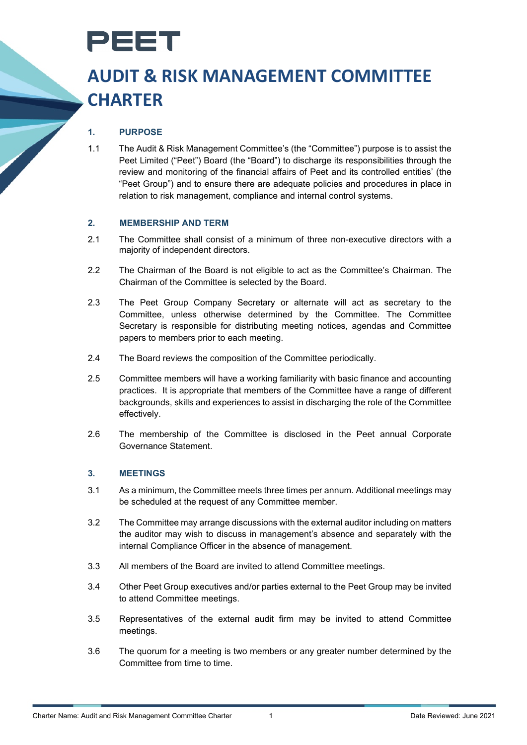# PEET

# AUDIT & RISK MANAGEMENT COMMITTEE CHARTER

## 1. PURPOSE

1.1 The Audit & Risk Management Committee's (the "Committee") purpose is to assist the Peet Limited ("Peet") Board (the "Board") to discharge its responsibilities through the review and monitoring of the financial affairs of Peet and its controlled entities' (the "Peet Group") and to ensure there are adequate policies and procedures in place in relation to risk management, compliance and internal control systems.

## 2. MEMBERSHIP AND TERM

2.1 The Committee shall consist of a minimum of three non-executive directors with a majority of independent directors.

2.2 The Chairman of the Board is not eligible to act as the Committee's Chairman. The Chairman of the Committee is selected by the Board.

2.3 The Peet Group Company Secretary or alternate will act as secretary to the Committee, unless otherwise determined by the Committee. The Committee Secretary is responsible for distributing meeting notices, agendas and Committee papers to members prior to each meeting.

2.4 The Board reviews the composition of the Committee periodically.

2.5 Committee members will have a working familiarity with basic finance and accounting practices. It is appropriate that members of the Committee have a range of different backgrounds, skills and experiences to assist in discharging the role of the Committee effectively.

2.6 The membership of the Committee is disclosed in the Peet annual Corporate Governance Statement.

## 3. MEETINGS

3.1 As a minimum, the Committee meets three times per annum. Additional meetings may be scheduled at the request of any Committee member.

3.2 The Committee may arrange discussions with the external auditor including on matters the auditor may wish to discuss in management's absence and separately with the internal Compliance Officer in the absence of management.

3.3 All members of the Board are invited to attend Committee meetings.

3.4 Other Peet Group executives and/or parties external to the Peet Group may be invited to attend Committee meetings.

3.5 Representatives of the external audit firm may be invited to attend Committee meetings.

3.6 The quorum for a meeting is two members or any greater number determined by the Committee from time to time.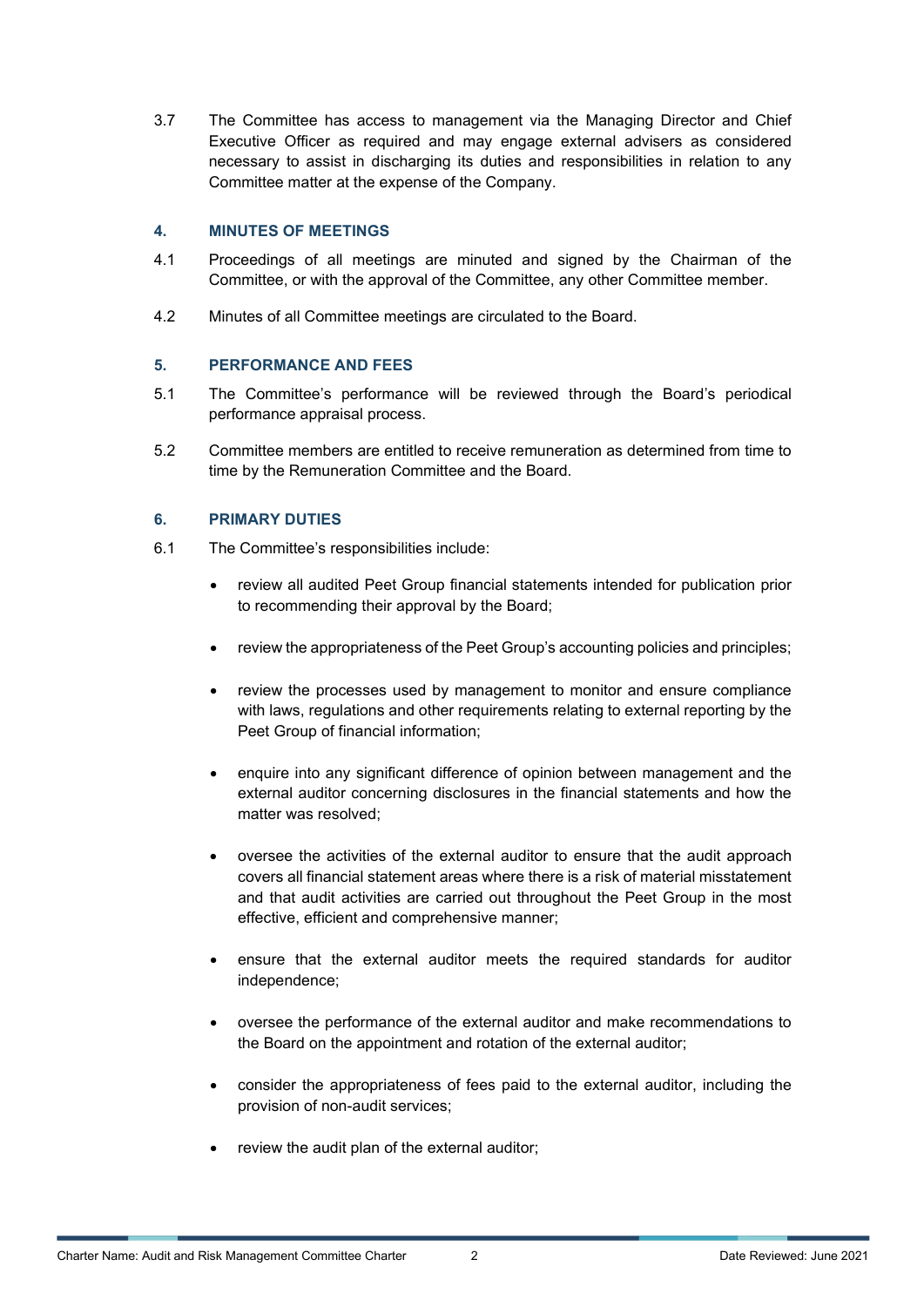3.7 The Committee has access to management via the Managing Director and Chief Executive Officer as required and may engage external advisers as considered necessary to assist in discharging its duties and responsibilities in relation to any Committee matter at the expense of the Company.

## 4. MINUTES OF MEETINGS

4.1 Proceedings of all meetings are minuted and signed by the Chairman of the Committee, or with the approval of the Committee, any other Committee member.

4.2 Minutes of all Committee meetings are circulated to the Board.

## 5. PERFORMANCE AND FEES

5.1 The Committee's performance will be reviewed through the Board's periodical performance appraisal process.

5.2 Committee members are entitled to receive remuneration as determined from time to time by the Remuneration Committee and the Board.

## 6. PRIMARY DUTIES

6.1 The Committee's responsibilities include:

- review all audited Peet Group financial statements intended for publication prior to recommending their approval by the Board;
- review the appropriateness of the Peet Group's accounting policies and principles;
- review the processes used by management to monitor and ensure compliance with laws, regulations and other requirements relating to external reporting by the Peet Group of financial information;
- enquire into any significant difference of opinion between management and the external auditor concerning disclosures in the financial statements and how the matter was resolved;
- oversee the activities of the external auditor to ensure that the audit approach covers all financial statement areas where there is a risk of material misstatement and that audit activities are carried out throughout the Peet Group in the most effective, efficient and comprehensive manner;
- ensure that the external auditor meets the required standards for auditor independence;
- oversee the performance of the external auditor and make recommendations to the Board on the appointment and rotation of the external auditor;
- consider the appropriateness of fees paid to the external auditor, including the provision of non-audit services;
- review the audit plan of the external auditor;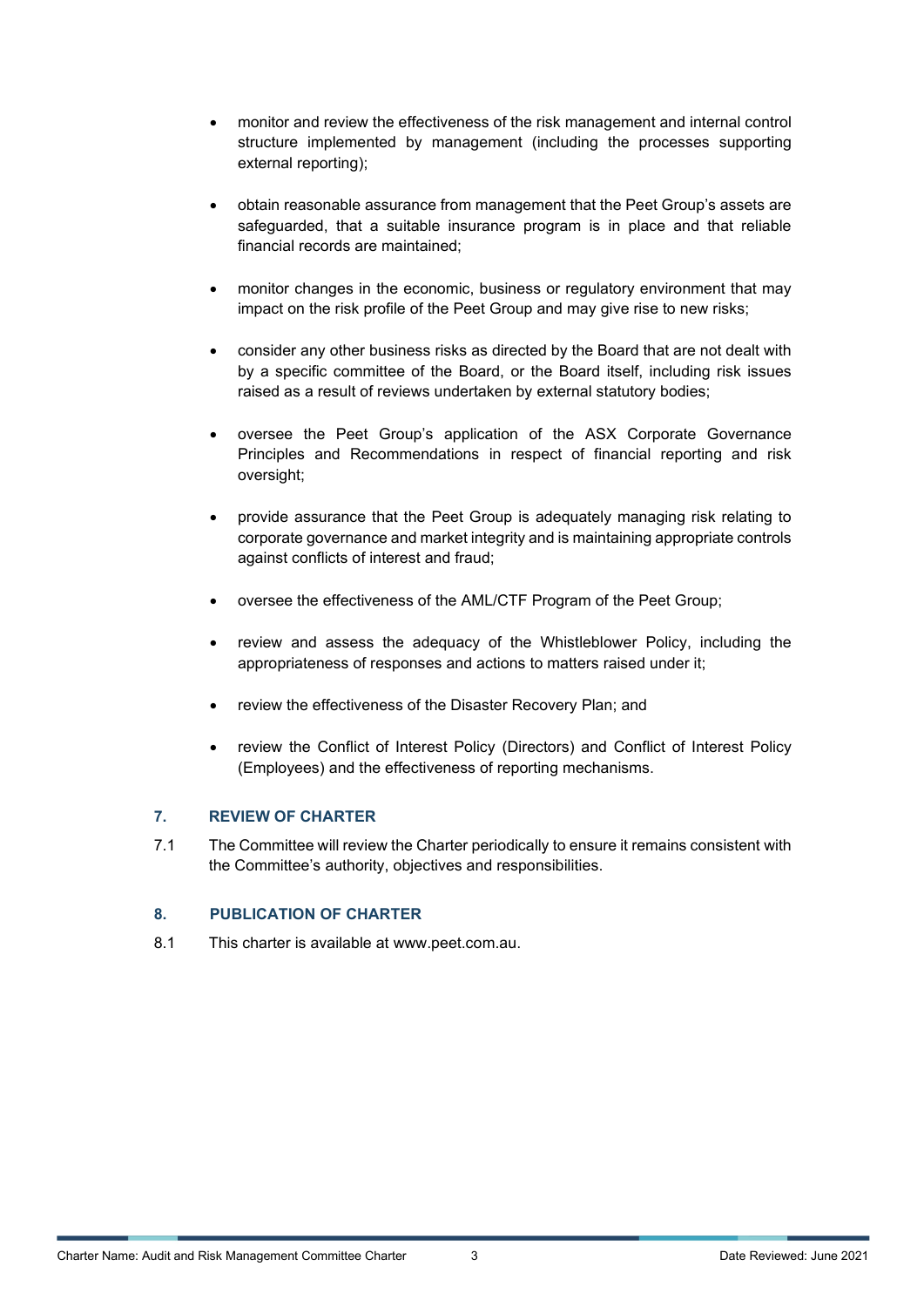- monitor and review the effectiveness of the risk management and internal control structure implemented by management (including the processes supporting external reporting);

- obtain reasonable assurance from management that the Peet Group's assets are safeguarded, that a suitable insurance program is in place and that reliable financial records are maintained;

- monitor changes in the economic, business or regulatory environment that may impact on the risk profile of the Peet Group and may give rise to new risks;

- consider any other business risks as directed by the Board that are not dealt with by a specific committee of the Board, or the Board itself, including risk issues raised as a result of reviews undertaken by external statutory bodies;

- oversee the Peet Group's application of the ASX Corporate Governance Principles and Recommendations in respect of financial reporting and risk oversight;

- provide assurance that the Peet Group is adequately managing risk relating to corporate governance and market integrity and is maintaining appropriate controls against conflicts of interest and fraud;

- oversee the effectiveness of the AML/CTF Program of the Peet Group;

- review and assess the adequacy of the Whistleblower Policy, including the appropriateness of responses and actions to matters raised under it;

- review the effectiveness of the Disaster Recovery Plan; and

- review the Conflict of Interest Policy (Directors) and Conflict of Interest Policy (Employees) and the effectiveness of reporting mechanisms.

## 7. REVIEW OF CHARTER

7.1 The Committee will review the Charter periodically to ensure it remains consistent with the Committee's authority, objectives and responsibilities.

## 8. PUBLICATION OF CHARTER

8.1 This charter is available at www.peet.com.au.